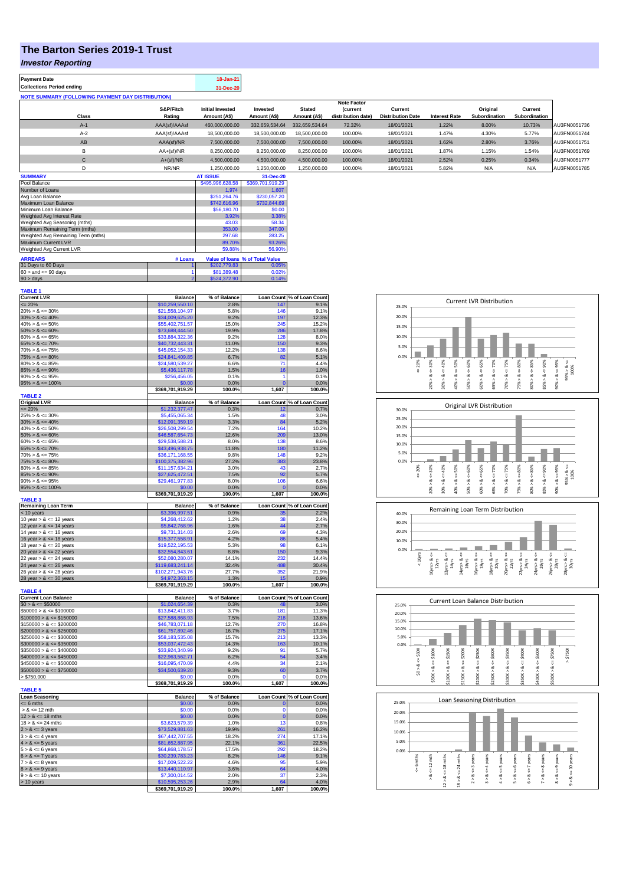# The Barton Series 2019-1 Trust

## *Investor Reporting*

| Payment Date | 18-Jan-21 |
|---|---|
| Collections Period ending | 31-Dec-20 |

**NOTE SUMMARY (FOLLOWING PAYMENT DAY DISTRIBUTION)**

| Class | S&P/Fitch Rating | Initial Invested Amount (A$) | Invested Amount (A$) | Stated Amount (A$) | Note Factor (current distribution date) | Current Distribution Date | Interest Rate | Original Subordination | Current Subordination | |
|---|---|---|---|---|---|---|---|---|---|---|
| A-1 | AAA(sf)/AAAsf | 460,000,000.00 | 332,659,534.64 | 332,659,534.64 | 72.32% | 18/01/2021 | 1.22% | 8.00% | 10.73% | AU3FN0051736 |
| A-2 | AAA(sf)/AAAsf | 18,500,000.00 | 18,500,000.00 | 18,500,000.00 | 100.00% | 18/01/2021 | 1.47% | 4.30% | 5.77% | AU3FN0051744 |
| AB | AAA(sf)/NR | 7,500,000.00 | 7,500,000.00 | 7,500,000.00 | 100.00% | 18/01/2021 | 1.62% | 2.80% | 3.76% | AU3FN0051751 |
| B | AA+(sf)/NR | 8,250,000.00 | 8,250,000.00 | 8,250,000.00 | 100.00% | 18/01/2021 | 1.87% | 1.15% | 1.54% | AU3FN0051769 |
| C | A+(sf)/NR | 4,500,000.00 | 4,500,000.00 | 4,500,000.00 | 100.00% | 18/01/2021 | 2.52% | 0.25% | 0.34% | AU3FN0051777 |
| D | NR/NR | 1,250,000.00 | 1,250,000.00 | 1,250,000.00 | 100.00% | 18/01/2021 | 5.82% | N/A | N/A | AU3FN0051785 |

| SUMMARY | AT ISSUE | 31-Dec-20 |
|---|---|---|
| Pool Balance | $495,996,628.58 | $369,701,919.29 |
| Number of Loans | 1,974 | 1,607 |
| Avg Loan Balance | $251,264.76 | $230,057.20 |
| Maximum Loan Balance | $742,616.96 | $732,844.69 |
| Minimum Loan Balance | $56,180.70 | $0.00 |
| Weighted Avg Interest Rate | 3.92% | 3.38% |
| Weighted Avg Seasoning (mths) | 43.03 | 58.34 |
| Maximum Remaining Term (mths) | 353.00 | 347.00 |
| Weighted Avg Remaining Term (mths) | 297.68 | 283.25 |
| Maximum Current LVR | 89.70% | 93.26% |
| Weighted Avg Current LVR | 59.88% | 56.90% |

| ARREARS | # Loans | Value of loans | % of Total Value |
|---|---|---|---|
| 31 Days to 60 Days | 1 | $202,779.83 | 0.05% |
| 60 > and <= 90 days | 1 | $81,389.48 | 0.02% |
| 90 > days | 2 | $524,372.90 | 0.14% |

**TABLE 1**

| Current LVR | Balance | % of Balance | Loan Count | % of Loan Count |
|---|---|---|---|---|
| <= 20% | $10,259,550.10 | 2.8% | 147 | 9.1% |
| 20% > & <= 30% | $21,558,104.97 | 5.8% | 146 | 9.1% |
| 30% > & <= 40% | $34,009,625.20 | 9.2% | 197 | 12.3% |
| 40% > & <= 50% | $55,402,751.57 | 15.0% | 245 | 15.2% |
| 50% > & <= 60% | $73,688,444.50 | 19.9% | 286 | 17.8% |
| 60% > & <= 65% | $33,884,322.36 | 9.2% | 128 | 8.0% |
| 65% > & <= 70% | $40,732,443.31 | 11.0% | 150 | 9.3% |
| 70% > & <= 75% | $45,052,154.33 | 12.2% | 138 | 8.6% |
| 75% > & <= 80% | $24,841,409.85 | 6.7% | 82 | 5.1% |
| 80% > & <= 85% | $24,580,539.27 | 6.6% | 71 | 4.4% |
| 85% > & <= 90% | $5,436,117.78 | 1.5% | 16 | 1.0% |
| 90% > & <= 95% | $256,456.05 | 0.1% | 1 | 0.1% |
| 95% > & <= 100% | $0.00 | 0.0% | 0 | 0.0% |
| | $369,701,919.29 | 100.0% | 1,607 | 100.0% |

**TABLE 2**

| Original LVR | Balance | % of Balance | Loan Count | % of Loan Count |
|---|---|---|---|---|
| <= 20% | $1,232,377.47 | 0.3% | 12 | 0.7% |
| 25% > & <= 30% | $5,455,065.34 | 1.5% | 48 | 3.0% |
| 30% > & <= 40% | $12,091,359.19 | 3.3% | 84 | 5.2% |
| 40% > & <= 50% | $26,508,299.54 | 7.2% | 164 | 10.2% |
| 50% > & <= 60% | $46,587,654.73 | 12.6% | 209 | 13.0% |
| 60% > & <= 65% | $29,538,588.21 | 8.0% | 138 | 8.6% |
| 65% > & <= 70% | $43,496,938.75 | 11.8% | 180 | 11.2% |
| 70% > & <= 75% | $36,171,168.55 | 9.8% | 148 | 9.2% |
| 75% > & <= 80% | $100,375,382.96 | 27.2% | 383 | 23.8% |
| 80% > & <= 85% | $11,157,634.21 | 3.0% | 43 | 2.7% |
| 85% > & <= 90% | $27,625,472.51 | 7.5% | 92 | 5.7% |
| 90% > & <= 95% | $29,461,977.83 | 8.0% | 106 | 6.6% |
| 95% > & <= 100% | $0.00 | 0.0% | 0 | 0.0% |
| | $369,701,919.29 | 100.0% | 1,607 | 100.0% |

**TABLE 3**

| Remaining Loan Term | Balance | % of Balance | Loan Count | % of Loan Count |
|---|---|---|---|---|
| < 10 years | $3,396,997.51 | 0.9% | 35 | 2.2% |
| 10 year > & <= 12 years | $4,268,412.62 | 1.2% | 38 | 2.4% |
| 12 year > & <= 14 years | $5,842,768.96 | 1.6% | 44 | 2.7% |
| 14 year > & <= 16 years | $9,731,314.03 | 2.6% | 69 | 4.3% |
| 16 year > & <= 18 years | $15,377,558.91 | 4.2% | 86 | 5.4% |
| 18 year > & <= 20 years | $19,522,195.53 | 5.3% | 98 | 6.1% |
| 20 year > & <= 22 years | $32,554,843.61 | 8.8% | 150 | 9.3% |
| 22 year > & <= 24 years | $52,080,280.07 | 14.1% | 232 | 14.4% |
| 24 year > & <= 26 years | $119,683,241.14 | 32.4% | 488 | 30.4% |
| 26 year > & <= 28 years | $102,271,943.76 | 27.7% | 352 | 21.9% |
| 28 year > & <= 30 years | $4,972,363.15 | 1.3% | 15 | 0.9% |
| | $369,701,919.29 | 100.0% | 1,607 | 100.0% |

**TABLE 4**

| Current Loan Balance | Balance | % of Balance | Loan Count | % of Loan Count |
|---|---|---|---|---|
| $0 > & <= $50000 | $1,024,654.39 | 0.3% | 48 | 3.0% |
| $50000 > & <= $100000 | $13,842,411.83 | 3.7% | 181 | 11.3% |
| $100000 > & <= $150000 | $27,588,868.93 | 7.5% | 218 | 13.6% |
| $150000 > & <= $200000 | $46,783,071.18 | 12.7% | 270 | 16.8% |
| $200000 > & <= $250000 | $61,757,892.46 | 16.7% | 275 | 17.1% |
| $250000 > & <= $300000 | $58,183,535.08 | 15.7% | 213 | 13.3% |
| $300000 > & <= $350000 | $53,037,472.43 | 14.3% | 163 | 10.1% |
| $350000 > & <= $400000 | $33,924,340.99 | 9.2% | 91 | 5.7% |
| $400000 > & <= $450000 | $22,963,562.71 | 6.2% | 54 | 3.4% |
| $450000 > & <= $500000 | $16,095,470.09 | 4.4% | 34 | 2.1% |
| $500000 > & <= $750000 | $34,500,639.20 | 9.3% | 60 | 3.7% |
| > $750,000 | $0.00 | 0.0% | 0 | 0.0% |
| | $369,701,919.29 | 100.0% | 1,607 | 100.0% |

**TABLE 5**

| Loan Seasoning | Balance | % of Balance | Loan Count | % of Loan Count |
|---|---|---|---|---|
| <= 6 mths | $0.00 | 0.0% | 0 | 0.0% |
| > & <= 12 mth | $0.00 | 0.0% | 0 | 0.0% |
| 12 > & <= 18 mths | $0.00 | 0.0% | 0 | 0.0% |
| 18 > & <= 24 mths | $3,623,579.39 | 1.0% | 13 | 0.8% |
| 2 > & <= 3 years | $73,529,881.63 | 19.9% | 261 | 16.2% |
| 3 > & <= 4 years | $67,442,707.55 | 18.2% | 274 | 17.1% |
| 4 > & <= 5 years | $81,652,887.95 | 22.1% | 361 | 22.5% |
| 5 > & <= 6 years | $64,868,178.57 | 17.5% | 292 | 18.2% |
| 6 > & <= 7 years | $30,239,783.23 | 8.2% | 146 | 9.1% |
| 7 > & <= 8 years | $17,009,522.22 | 4.6% | 95 | 5.9% |
| 8 > & <= 9 years | $13,440,110.97 | 3.6% | 64 | 4.0% |
| 9 > & <= 10 years | $7,300,014.52 | 2.0% | 37 | 2.3% |
| > 10 years | $10,595,253.26 | 2.9% | 64 | 4.0% |
| | $369,701,919.29 | 100.0% | 1,607 | 100.0% |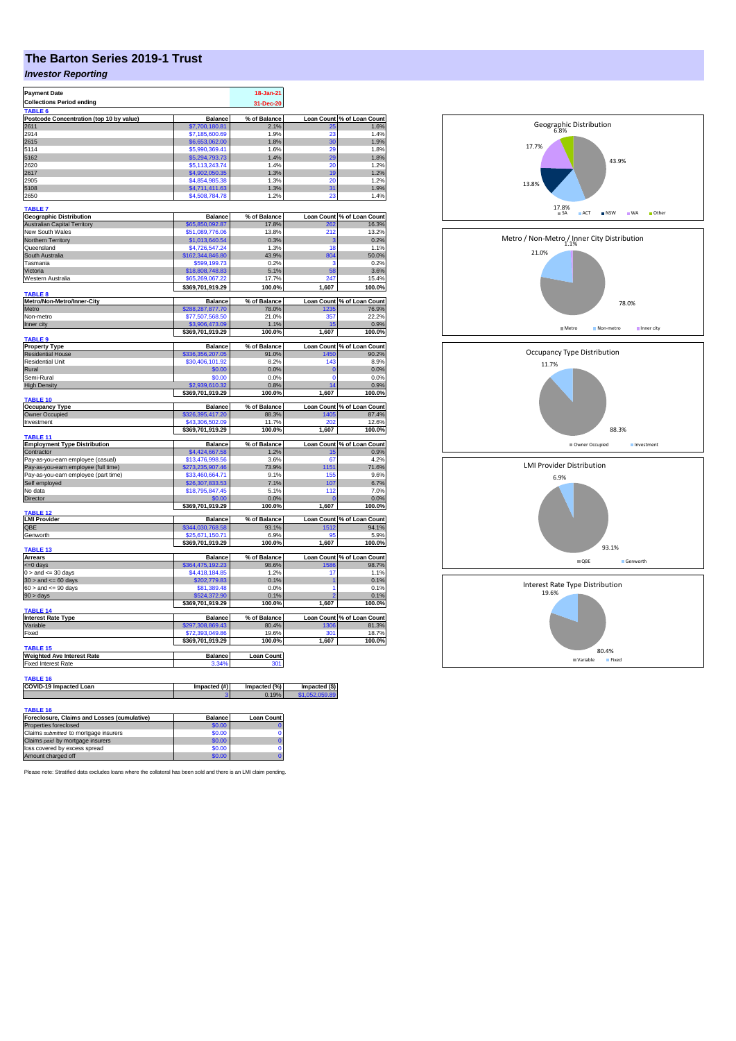# The Barton Series 2019-1 Trust

## *Investor Reporting*

| Payment Date | 18-Jan-21 |
|---|---|
| Collections Period ending | 31-Dec-20 |

**TABLE 6**

| Postcode Concentration (top 10 by value) | Balance | % of Balance | Loan Count | % of Loan Count |
|---|---|---|---|---|
| 2611 | $7,700,180.81 | 2.1% | 25 | 1.6% |
| 2914 | $7,185,600.69 | 1.9% | 23 | 1.4% |
| 2615 | $6,653,062.00 | 1.8% | 30 | 1.9% |
| 5114 | $5,990,369.41 | 1.6% | 29 | 1.8% |
| 5162 | $5,294,793.73 | 1.4% | 29 | 1.8% |
| 2620 | $5,113,243.74 | 1.4% | 20 | 1.2% |
| 2617 | $4,902,050.35 | 1.3% | 19 | 1.2% |
| 2905 | $4,854,985.38 | 1.3% | 20 | 1.2% |
| 5108 | $4,711,411.63 | 1.3% | 31 | 1.9% |
| 2650 | $4,508,784.78 | 1.2% | 23 | 1.4% |

**TABLE 7**

| Geographic Distribution | Balance | % of Balance | Loan Count | % of Loan Count |
|---|---|---|---|---|
| Australian Capital Territory | $65,850,092.87 | 17.8% | 262 | 16.3% |
| New South Wales | $51,089,776.06 | 13.8% | 212 | 13.2% |
| Northern Territory | $1,013,640.54 | 0.3% | 3 | 0.2% |
| Queensland | $4,726,547.24 | 1.3% | 18 | 1.1% |
| South Australia | $162,344,846.80 | 43.9% | 804 | 50.0% |
| Tasmania | $599,199.73 | 0.2% | 3 | 0.2% |
| Victoria | $18,808,748.83 | 5.1% | 58 | 3.6% |
| Western Australia | $65,269,067.22 | 17.7% | 247 | 15.4% |
| | $369,701,919.29 | 100.0% | 1,607 | 100.0% |

**TABLE 8**

| Metro/Non-Metro/Inner-City | Balance | % of Balance | Loan Count | % of Loan Count |
|---|---|---|---|---|
| Metro | $288,287,877.70 | 78.0% | 1235 | 76.9% |
| Non-metro | $77,507,568.50 | 21.0% | 357 | 22.2% |
| Inner city | $3,906,473.09 | 1.1% | 15 | 0.9% |
| | $369,701,919.29 | 100.0% | 1,607 | 100.0% |

**TABLE 9**

| Property Type | Balance | % of Balance | Loan Count | % of Loan Count |
|---|---|---|---|---|
| Residential House | $336,356,207.05 | 91.0% | 1450 | 90.2% |
| Residential Unit | $30,406,101.92 | 8.2% | 143 | 8.9% |
| Rural | $0.00 | 0.0% | 0 | 0.0% |
| Semi-Rural | $0.00 | 0.0% | 0 | 0.0% |
| High Density | $2,939,610.32 | 0.8% | 14 | 0.9% |
| | $369,701,919.29 | 100.0% | 1,607 | 100.0% |

**TABLE 10**

| Occupancy Type | Balance | % of Balance | Loan Count | % of Loan Count |
|---|---|---|---|---|
| Owner Occupied | $326,395,417.20 | 88.3% | 1405 | 87.4% |
| Investment | $43,306,502.09 | 11.7% | 202 | 12.6% |
| | $369,701,919.29 | 100.0% | 1,607 | 100.0% |

**TABLE 11**

| Employment Type Distribution | Balance | % of Balance | Loan Count | % of Loan Count |
|---|---|---|---|---|
| Contractor | $4,424,667.58 | 1.2% | 15 | 0.9% |
| Pay-as-you-earn employee (casual) | $13,476,998.56 | 3.6% | 67 | 4.2% |
| Pay-as-you-earn employee (full time) | $273,235,907.46 | 73.9% | 1151 | 71.6% |
| Pay-as-you-earn employee (part time) | $33,460,664.71 | 9.1% | 155 | 9.6% |
| Self employed | $26,307,833.53 | 7.1% | 107 | 6.7% |
| No data | $18,795,847.45 | 5.1% | 112 | 7.0% |
| Director | $0.00 | 0.0% | 0 | 0.0% |
| | $369,701,919.29 | 100.0% | 1,607 | 100.0% |

**TABLE 12**

| LMI Provider | Balance | % of Balance | Loan Count | % of Loan Count |
|---|---|---|---|---|
| QBE | $344,030,768.58 | 93.1% | 1512 | 94.1% |
| Genworth | $25,671,150.71 | 6.9% | 95 | 5.9% |
| | $369,701,919.29 | 100.0% | 1,607 | 100.0% |

**TABLE 13**

| Arrears | Balance | % of Balance | Loan Count | % of Loan Count |
|---|---|---|---|---|
| <=0 days | $364,475,192.23 | 98.6% | 1586 | 98.7% |
| 0 > and <= 30 days | $4,418,184.85 | 1.2% | 17 | 1.1% |
| 30 > and <= 60 days | $202,779.83 | 0.1% | 1 | 0.1% |
| 60 > and <= 90 days | $81,389.48 | 0.0% | 1 | 0.1% |
| 90 > days | $524,372.90 | 0.1% | 2 | 0.1% |
| | $369,701,919.29 | 100.0% | 1,607 | 100.0% |

**TABLE 14**

| Interest Rate Type | Balance | % of Balance | Loan Count | % of Loan Count |
|---|---|---|---|---|
| Variable | $297,308,869.43 | 80.4% | 1306 | 81.3% |
| Fixed | $72,393,049.86 | 19.6% | 301 | 18.7% |
| | $369,701,919.29 | 100.0% | 1,607 | 100.0% |

**TABLE 15**

| Weighted Ave Interest Rate | Balance | Loan Count |
|---|---|---|
| Fixed Interest Rate | 3.34% | 301 |

**TABLE 16**

| COVID-19 Impacted Loan | Impacted (#) | Impacted (%) | Impacted ($) |
|---|---|---|---|
| | 3 | 0.19% | $1,052,059.89 |

**TABLE 16**

| Foreclosure, Claims and Losses (cumulative) | Balance | Loan Count |
|---|---|---|
| Properties foreclosed | $0.00 | 0 |
| Claims *submitted* to mortgage insurers | $0.00 | 0 |
| Claims *paid* by mortgage insurers | $0.00 | 0 |
| loss covered by excess spread | $0.00 | 0 |
| Amount charged off | $0.00 | 0 |

Please note: Stratified data excludes loans where the collateral has been sold and there is an LMI claim pending.

Geographic Distribution: SA 43.9%, ACT 17.8%, NSW 13.8%, WA 17.7%, Other 6.8%

Metro / Non-Metro / Inner City Distribution: Metro 78.0%, Non-metro 21.0%, Inner city 1.1%

Occupancy Type Distribution: Owner Occupied 88.3%, Investment 11.7%

LMI Provider Distribution: QBE 93.1%, Genworth 6.9%

Interest Rate Type Distribution: Variable 80.4%, Fixed 19.6%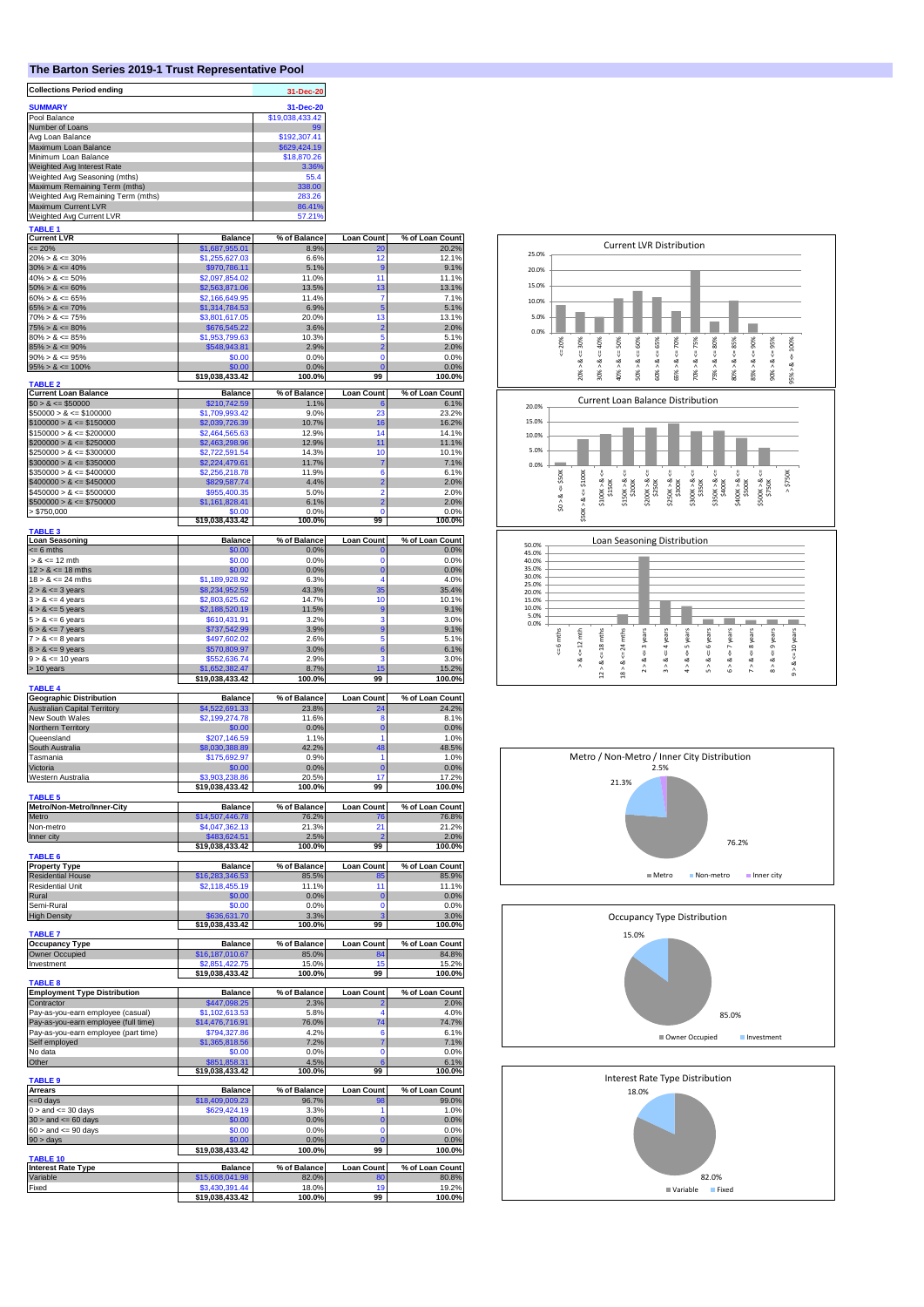# The Barton Series 2019-1 Trust Representative Pool

| Collections Period ending | 31-Dec-20 |
|---|---|

| SUMMARY | 31-Dec-20 |
|---|---|
| Pool Balance | $19,038,433.42 |
| Number of Loans | 99 |
| Avg Loan Balance | $192,307.41 |
| Maximum Loan Balance | $629,424.19 |
| Minimum Loan Balance | $18,870.26 |
| Weighted Avg Interest Rate | 3.36% |
| Weighted Avg Seasoning (mths) | 55.4 |
| Maximum Remaining Term (mths) | 338.00 |
| Weighted Avg Remaining Term (mths) | 283.26 |
| Maximum Current LVR | 86.41% |
| Weighted Avg Current LVR | 57.21% |

TABLE 1

| Current LVR | Balance | % of Balance | Loan Count | % of Loan Count |
|---|---|---|---|---|
| <= 20% | $1,687,955.01 | 8.9% | 20 | 20.2% |
| 20% > & <= 30% | $1,255,627.03 | 6.6% | 12 | 12.1% |
| 30% > & <= 40% | $970,786.11 | 5.1% | 9 | 9.1% |
| 40% > & <= 50% | $2,097,854.02 | 11.0% | 11 | 11.1% |
| 50% > & <= 60% | $2,563,871.06 | 13.5% | 13 | 13.1% |
| 60% > & <= 65% | $2,166,649.95 | 11.4% | 7 | 7.1% |
| 65% > & <= 70% | $1,314,784.53 | 6.9% | 5 | 5.1% |
| 70% > & <= 75% | $3,801,617.05 | 20.0% | 13 | 13.1% |
| 75% > & <= 80% | $676,545.22 | 3.6% | 2 | 2.0% |
| 80% > & <= 85% | $1,953,799.63 | 10.3% | 5 | 5.1% |
| 85% > & <= 90% | $548,943.81 | 2.9% | 2 | 2.0% |
| 90% > & <= 95% | $0.00 | 0.0% | 0 | 0.0% |
| 95% > & <= 100% | $0.00 | 0.0% | 0 | 0.0% |
| | $19,038,433.42 | 100.0% | 99 | 100.0% |

TABLE 2

| Current Loan Balance | Balance | % of Balance | Loan Count | % of Loan Count |
|---|---|---|---|---|
| $0 > & <= $50000 | $210,742.59 | 1.1% | 6 | 6.1% |
| $50000 > & <= $100000 | $1,709,993.42 | 9.0% | 23 | 23.2% |
| $100000 > & <= $150000 | $2,039,726.39 | 10.7% | 16 | 16.2% |
| $150000 > & <= $200000 | $2,464,565.63 | 12.9% | 14 | 14.1% |
| $200000 > & <= $250000 | $2,463,298.96 | 12.9% | 11 | 11.1% |
| $250000 > & <= $300000 | $2,722,591.54 | 14.3% | 10 | 10.1% |
| $300000 > & <= $350000 | $2,224,479.61 | 11.7% | 7 | 7.1% |
| $350000 > & <= $400000 | $2,256,218.78 | 11.9% | 6 | 6.1% |
| $400000 > & <= $450000 | $829,587.74 | 4.4% | 2 | 2.0% |
| $450000 > & <= $500000 | $955,400.35 | 5.0% | 2 | 2.0% |
| $500000 > & <= $750000 | $1,161,828.41 | 6.1% | 2 | 2.0% |
| > $750,000 | $0.00 | 0.0% | 0 | 0.0% |
| | $19,038,433.42 | 100.0% | 99 | 100.0% |

TABLE 3

| Loan Seasoning | Balance | % of Balance | Loan Count | % of Loan Count |
|---|---|---|---|---|
| <= 6 mths | $0.00 | 0.0% | 0 | 0.0% |
| > & <= 12 mth | $0.00 | 0.0% | 0 | 0.0% |
| 12 > & <= 18 mths | $0.00 | 0.0% | 0 | 0.0% |
| 18 > & <= 24 mths | $1,189,928.92 | 6.3% | 4 | 4.0% |
| 2 > & <= 3 years | $8,234,952.59 | 43.3% | 35 | 35.4% |
| 3 > & <= 4 years | $2,803,625.62 | 14.7% | 10 | 10.1% |
| 4 > & <= 5 years | $2,188,520.19 | 11.5% | 9 | 9.1% |
| 5 > & <= 6 years | $610,431.91 | 3.2% | 3 | 3.0% |
| 6 > & <= 7 years | $737,542.99 | 3.9% | 9 | 9.1% |
| 7 > & <= 8 years | $497,602.02 | 2.6% | 5 | 5.1% |
| 8 > & <= 9 years | $570,809.97 | 3.0% | 6 | 6.1% |
| 9 > & <= 10 years | $552,636.74 | 2.9% | 3 | 3.0% |
| > 10 years | $1,652,382.47 | 8.7% | 15 | 15.2% |
| | $19,038,433.42 | 100.0% | 99 | 100.0% |

TABLE 4

| Geographic Distribution | Balance | % of Balance | Loan Count | % of Loan Count |
|---|---|---|---|---|
| Australian Capital Territory | $4,522,691.33 | 23.8% | 24 | 24.2% |
| New South Wales | $2,199,274.78 | 11.6% | 8 | 8.1% |
| Northern Territory | $0.00 | 0.0% | 0 | 0.0% |
| Queensland | $207,146.59 | 1.1% | 1 | 1.0% |
| South Australia | $8,030,388.89 | 42.2% | 48 | 48.5% |
| Tasmania | $175,692.97 | 0.9% | 1 | 1.0% |
| Victoria | $0.00 | 0.0% | 0 | 0.0% |
| Western Australia | $3,903,238.86 | 20.5% | 17 | 17.2% |
| | $19,038,433.42 | 100.0% | 99 | 100.0% |

TABLE 5

| Metro/Non-Metro/Inner-City | Balance | % of Balance | Loan Count | % of Loan Count |
|---|---|---|---|---|
| Metro | $14,507,446.78 | 76.2% | 76 | 76.8% |
| Non-metro | $4,047,362.13 | 21.3% | 21 | 21.2% |
| Inner city | $483,624.51 | 2.5% | 2 | 2.0% |
| | $19,038,433.42 | 100.0% | 99 | 100.0% |

TABLE 6

| Property Type | Balance | % of Balance | Loan Count | % of Loan Count |
|---|---|---|---|---|
| Residential House | $16,283,346.53 | 85.5% | 85 | 85.9% |
| Residential Unit | $2,118,455.19 | 11.1% | 11 | 11.1% |
| Rural | $0.00 | 0.0% | 0 | 0.0% |
| Semi-Rural | $0.00 | 0.0% | 0 | 0.0% |
| High Density | $636,631.70 | 3.3% | 3 | 3.0% |
| | $19,038,433.42 | 100.0% | 99 | 100.0% |

TABLE 7

| Occupancy Type | Balance | % of Balance | Loan Count | % of Loan Count |
|---|---|---|---|---|
| Owner Occupied | $16,187,010.67 | 85.0% | 84 | 84.8% |
| Investment | $2,851,422.75 | 15.0% | 15 | 15.2% |
| | $19,038,433.42 | 100.0% | 99 | 100.0% |

TABLE 8

| Employment Type Distribution | Balance | % of Balance | Loan Count | % of Loan Count |
|---|---|---|---|---|
| Contractor | $447,098.25 | 2.3% | 2 | 2.0% |
| Pay-as-you-earn employee (casual) | $1,102,613.53 | 5.8% | 4 | 4.0% |
| Pay-as-you-earn employee (full time) | $14,476,716.91 | 76.0% | 74 | 74.7% |
| Pay-as-you-earn employee (part time) | $794,327.86 | 4.2% | 6 | 6.1% |
| Self employed | $1,365,818.56 | 7.2% | 7 | 7.1% |
| No data | $0.00 | 0.0% | 0 | 0.0% |
| Other | $851,858.31 | 4.5% | 6 | 6.1% |
| | $19,038,433.42 | 100.0% | 99 | 100.0% |

TABLE 9

| Arrears | Balance | % of Balance | Loan Count | % of Loan Count |
|---|---|---|---|---|
| <=0 days | $18,409,009.23 | 96.7% | 98 | 99.0% |
| 0 > and <= 30 days | $629,424.19 | 3.3% | 1 | 1.0% |
| 30 > and <= 60 days | $0.00 | 0.0% | 0 | 0.0% |
| 60 > and <= 90 days | $0.00 | 0.0% | 0 | 0.0% |
| 90 > days | $0.00 | 0.0% | 0 | 0.0% |
| | $19,038,433.42 | 100.0% | 99 | 100.0% |

TABLE 10

| Interest Rate Type | Balance | % of Balance | Loan Count | % of Loan Count |
|---|---|---|---|---|
| Variable | $15,608,041.98 | 82.0% | 80 | 80.8% |
| Fixed | $3,430,391.44 | 18.0% | 19 | 19.2% |
| | $19,038,433.42 | 100.0% | 99 | 100.0% |

Current LVR Distribution

25.0% 20.0% 15.0% 10.0% 5.0% 0.0%

<= 20%, 20% > & <= 30%, 30% > & <= 40%, 40% > & <= 50%, 50% > & <= 60%, 60% > & <= 65%, 65% > & <= 70%, 70% > & <= 75%, 75% > & <= 80%, 80% > & <= 85%, 85% > & <= 90%, 90% > & <= 95%, 95% > & <= 100%

Current Loan Balance Distribution

20.0% 15.0% 10.0% 5.0% 0.0%

$0 > & <= $50K, $50K > & <= $100K, $100K > & <= $150K, $150K > & <= $200K, $200K > & <= $250K, $250K > & <= $300K, $300K > & <= $350K, $350K > & <= $400K, $400K > & <= $500K, $500K > & <= $750K, > $750K

Loan Seasoning Distribution

50.0% 45.0% 40.0% 35.0% 30.0% 25.0% 20.0% 15.0% 10.0% 5.0% 0.0%

<= 6 mths, > & <= 12 mth, 12 > & <= 18 mths, 18 > & <= 24 mths, 2 > & <= 3 years, 3 > & <= 4 years, 4 > & <= 5 years, 5 > & <= 6 years, 6 > & <= 7 years, 7 > & <= 8 years, 8 > & <= 9 years, 9 > & <= 10 years

Metro / Non-Metro / Inner City Distribution

2.5%
21.3%
76.2%

Metro, Non-metro, Inner city

Occupancy Type Distribution

15.0%
85.0%

Owner Occupied, Investment

Interest Rate Type Distribution

18.0%
82.0%

Variable, Fixed